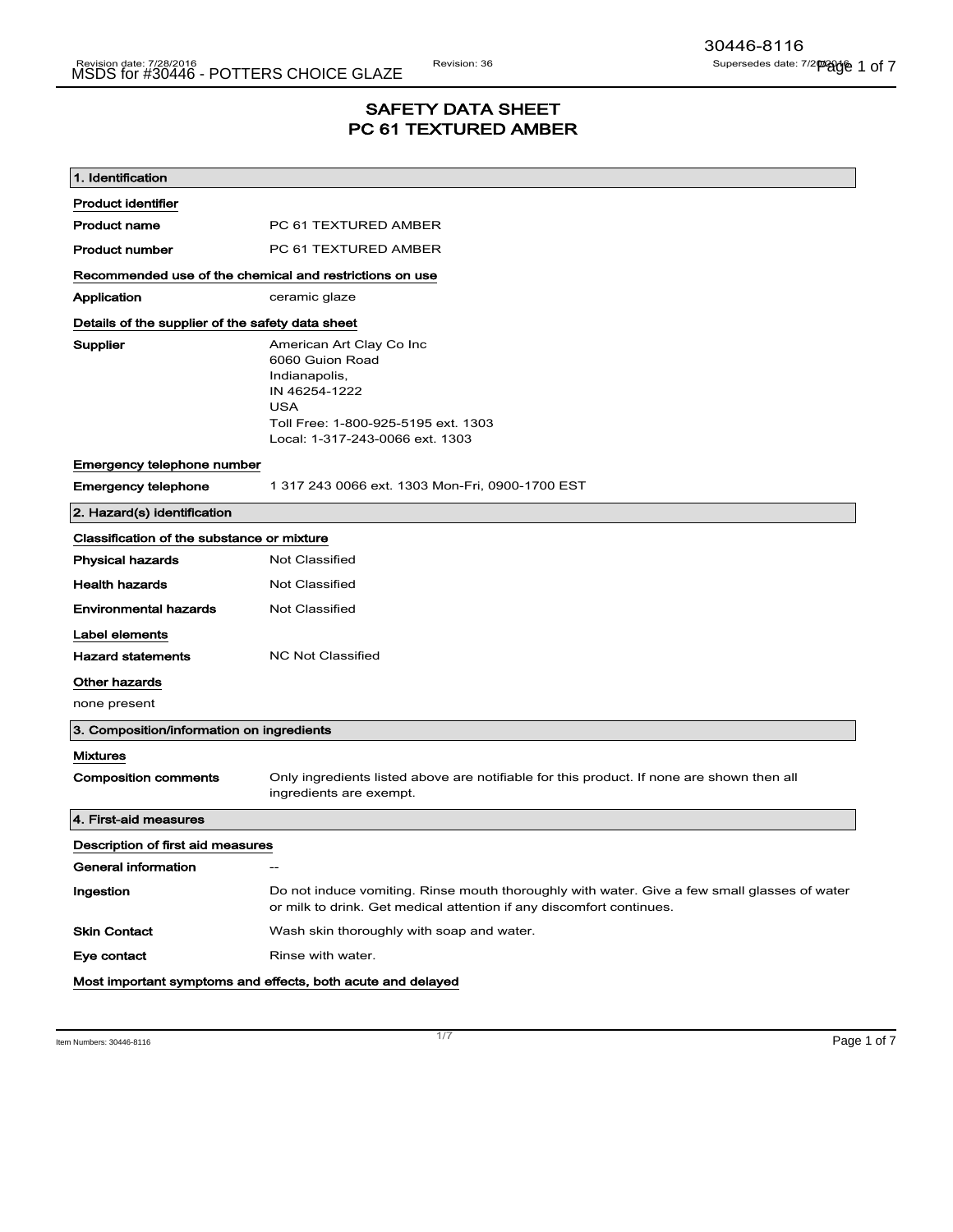# SAFETY DATA SHEET
# PC 61 TEXTURED AMBER

## 1. Identification

**Product identifier**

| | |
|---|---|
| **Product name** | PC 61 TEXTURED AMBER |
| **Product number** | PC 61 TEXTURED AMBER |

**Recommended use of the chemical and restrictions on use**

| | |
|---|---|
| **Application** | ceramic glaze |

**Details of the supplier of the safety data sheet**

**Supplier**
American Art Clay Co Inc
6060 Guion Road
Indianapolis,
IN 46254-1222
USA
Toll Free: 1-800-925-5195 ext. 1303
Local: 1-317-243-0066 ext. 1303

**Emergency telephone number**

| | |
|---|---|
| **Emergency telephone** | 1 317 243 0066 ext. 1303 Mon-Fri, 0900-1700 EST |

## 2. Hazard(s) identification

**Classification of the substance or mixture**

| | |
|---|---|
| **Physical hazards** | Not Classified |
| **Health hazards** | Not Classified |
| **Environmental hazards** | Not Classified |

**Label elements**

| | |
|---|---|
| **Hazard statements** | NC Not Classified |

**Other hazards**

none present

## 3. Composition/information on ingredients

**Mixtures**

| | |
|---|---|
| **Composition comments** | Only ingredients listed above are notifiable for this product. If none are shown then all ingredients are exempt. |

## 4. First-aid measures

**Description of first aid measures**

| | |
|---|---|
| **General information** | -- |
| **Ingestion** | Do not induce vomiting. Rinse mouth thoroughly with water. Give a few small glasses of water or milk to drink. Get medical attention if any discomfort continues. |
| **Skin Contact** | Wash skin thoroughly with soap and water. |
| **Eye contact** | Rinse with water. |

**Most important symptoms and effects, both acute and delayed**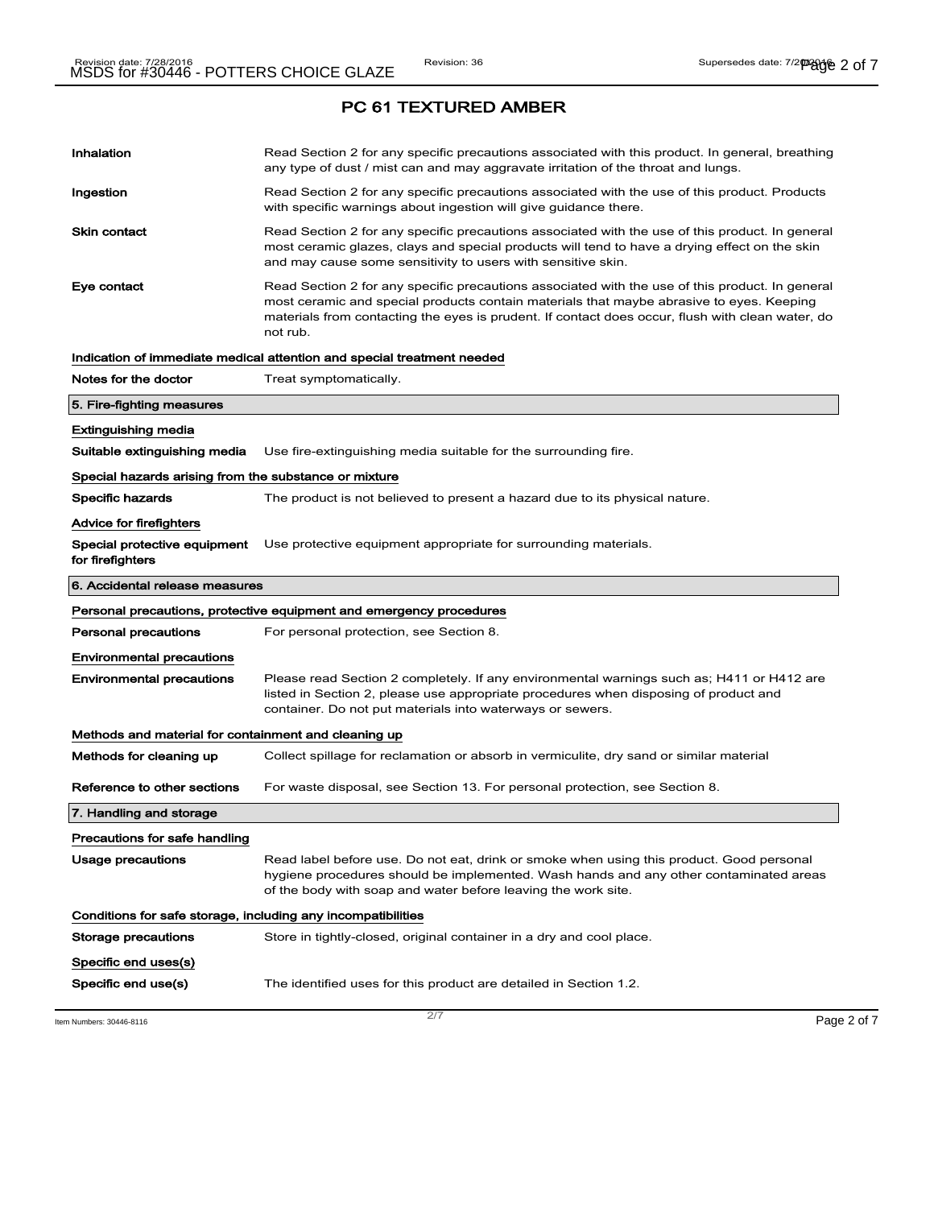## PC 61 TEXTURED AMBER

| | |
|---|---|
| **Inhalation** | Read Section 2 for any specific precautions associated with this product. In general, breathing any type of dust / mist can and may aggravate irritation of the throat and lungs. |
| **Ingestion** | Read Section 2 for any specific precautions associated with the use of this product. Products with specific warnings about ingestion will give guidance there. |
| **Skin contact** | Read Section 2 for any specific precautions associated with the use of this product. In general most ceramic glazes, clays and special products will tend to have a drying effect on the skin and may cause some sensitivity to users with sensitive skin. |
| **Eye contact** | Read Section 2 for any specific precautions associated with the use of this product. In general most ceramic and special products contain materials that maybe abrasive to eyes. Keeping materials from contacting the eyes is prudent. If contact does occur, flush with clean water, do not rub. |

**Indication of immediate medical attention and special treatment needed**

| | |
|---|---|
| **Notes for the doctor** | Treat symptomatically. |

### 5. Fire-fighting measures

**Extinguishing media**

| | |
|---|---|
| **Suitable extinguishing media** | Use fire-extinguishing media suitable for the surrounding fire. |

**Special hazards arising from the substance or mixture**

| | |
|---|---|
| **Specific hazards** | The product is not believed to present a hazard due to its physical nature. |

**Advice for firefighters**

| | |
|---|---|
| **Special protective equipment for firefighters** | Use protective equipment appropriate for surrounding materials. |

### 6. Accidental release measures

**Personal precautions, protective equipment and emergency procedures**

| | |
|---|---|
| **Personal precautions** | For personal protection, see Section 8. |

**Environmental precautions**

| | |
|---|---|
| **Environmental precautions** | Please read Section 2 completely. If any environmental warnings such as; H411 or H412 are listed in Section 2, please use appropriate procedures when disposing of product and container. Do not put materials into waterways or sewers. |

**Methods and material for containment and cleaning up**

| | |
|---|---|
| **Methods for cleaning up** | Collect spillage for reclamation or absorb in vermiculite, dry sand or similar material |
| **Reference to other sections** | For waste disposal, see Section 13. For personal protection, see Section 8. |

### 7. Handling and storage

**Precautions for safe handling**

| | |
|---|---|
| **Usage precautions** | Read label before use. Do not eat, drink or smoke when using this product. Good personal hygiene procedures should be implemented. Wash hands and any other contaminated areas of the body with soap and water before leaving the work site. |

**Conditions for safe storage, including any incompatibilities**

| | |
|---|---|
| **Storage precautions** | Store in tightly-closed, original container in a dry and cool place. |

**Specific end uses(s)**

| | |
|---|---|
| **Specific end use(s)** | The identified uses for this product are detailed in Section 1.2. |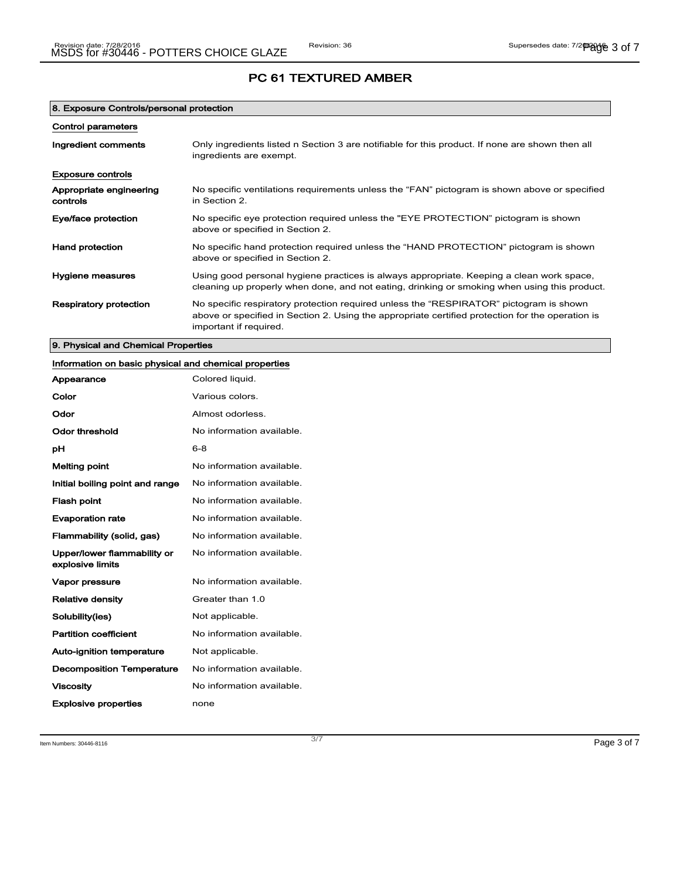# PC 61 TEXTURED AMBER

## 8. Exposure Controls/personal protection

### Control parameters

| | |
|---|---|
| **Ingredient comments** | Only ingredients listed n Section 3 are notifiable for this product. If none are shown then all ingredients are exempt. |

### Exposure controls

| | |
|---|---|
| **Appropriate engineering controls** | No specific ventilations requirements unless the “FAN” pictogram is shown above or specified in Section 2. |
| **Eye/face protection** | No specific eye protection required unless the "EYE PROTECTION” pictogram is shown above or specified in Section 2. |
| **Hand protection** | No specific hand protection required unless the “HAND PROTECTION” pictogram is shown above or specified in Section 2. |
| **Hygiene measures** | Using good personal hygiene practices is always appropriate. Keeping a clean work space, cleaning up properly when done, and not eating, drinking or smoking when using this product. |
| **Respiratory protection** | No specific respiratory protection required unless the “RESPIRATOR” pictogram is shown above or specified in Section 2. Using the appropriate certified protection for the operation is important if required. |

## 9. Physical and Chemical Properties

### Information on basic physical and chemical properties

| | |
|---|---|
| **Appearance** | Colored liquid. |
| **Color** | Various colors. |
| **Odor** | Almost odorless. |
| **Odor threshold** | No information available. |
| **pH** | 6-8 |
| **Melting point** | No information available. |
| **Initial boiling point and range** | No information available. |
| **Flash point** | No information available. |
| **Evaporation rate** | No information available. |
| **Flammability (solid, gas)** | No information available. |
| **Upper/lower flammability or explosive limits** | No information available. |
| **Vapor pressure** | No information available. |
| **Relative density** | Greater than 1.0 |
| **Solubility(ies)** | Not applicable. |
| **Partition coefficient** | No information available. |
| **Auto-ignition temperature** | Not applicable. |
| **Decomposition Temperature** | No information available. |
| **Viscosity** | No information available. |
| **Explosive properties** | none |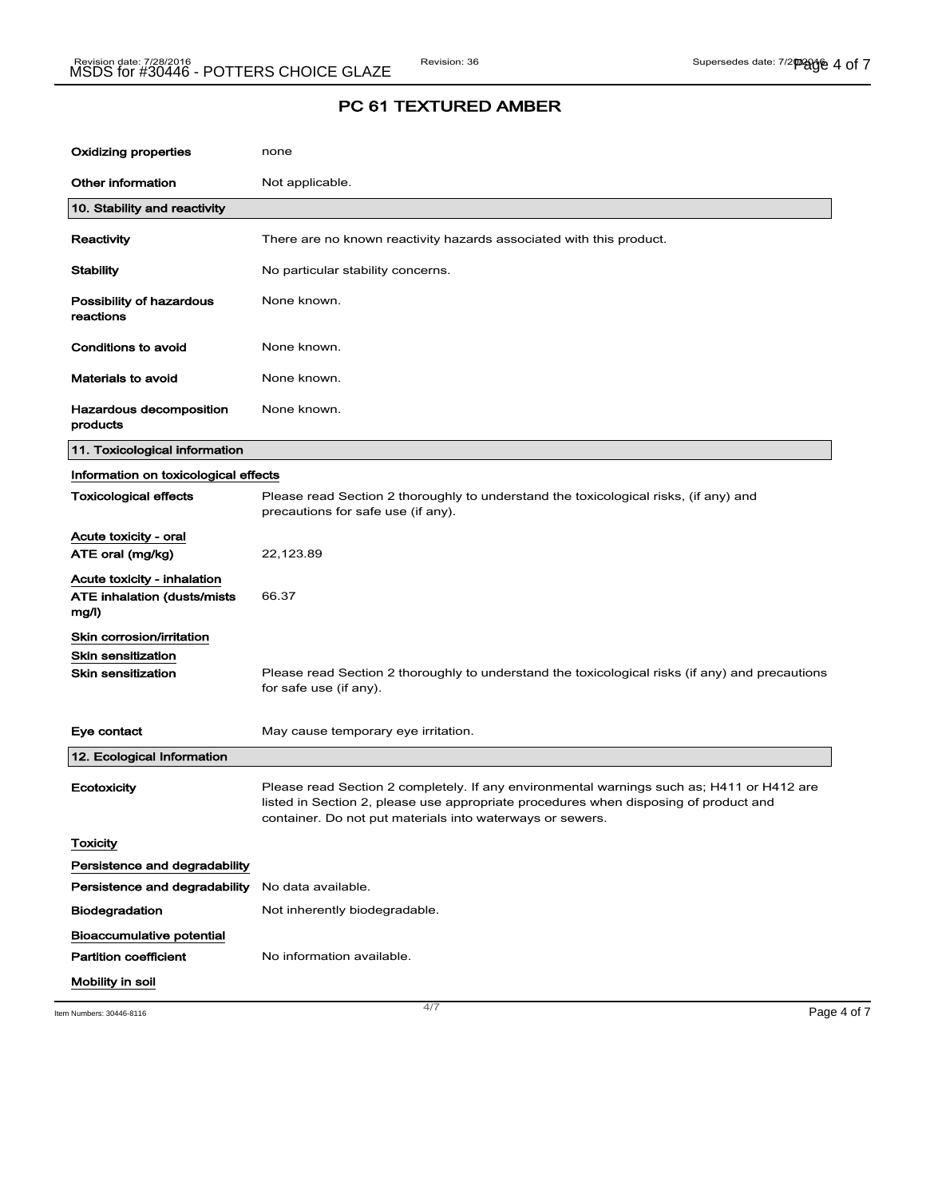## PC 61 TEXTURED AMBER

| | |
|---|---|
| **Oxidizing properties** | none |
| **Other information** | Not applicable. |

### 10. Stability and reactivity

| | |
|---|---|
| **Reactivity** | There are no known reactivity hazards associated with this product. |
| **Stability** | No particular stability concerns. |
| **Possibility of hazardous reactions** | None known. |
| **Conditions to avoid** | None known. |
| **Materials to avoid** | None known. |
| **Hazardous decomposition products** | None known. |

### 11. Toxicological information

**Information on toxicological effects**

| | |
|---|---|
| **Toxicological effects** | Please read Section 2 thoroughly to understand the toxicological risks, (if any) and precautions for safe use (if any). |

**Acute toxicity - oral**

| | |
|---|---|
| **ATE oral (mg/kg)** | 22,123.89 |

**Acute toxicity - inhalation**

| | |
|---|---|
| **ATE inhalation (dusts/mists mg/l)** | 66.37 |

**Skin corrosion/irritation**

**Skin sensitization**

| | |
|---|---|
| **Skin sensitization** | Please read Section 2 thoroughly to understand the toxicological risks (if any) and precautions for safe use (if any). |
| **Eye contact** | May cause temporary eye irritation. |

### 12. Ecological Information

| | |
|---|---|
| **Ecotoxicity** | Please read Section 2 completely. If any environmental warnings such as; H411 or H412 are listed in Section 2, please use appropriate procedures when disposing of product and container. Do not put materials into waterways or sewers. |

**Toxicity**

**Persistence and degradability**

| | |
|---|---|
| **Persistence and degradability** | No data available. |
| **Biodegradation** | Not inherently biodegradable. |

**Bioaccumulative potential**

| | |
|---|---|
| **Partition coefficient** | No information available. |

**Mobility in soil**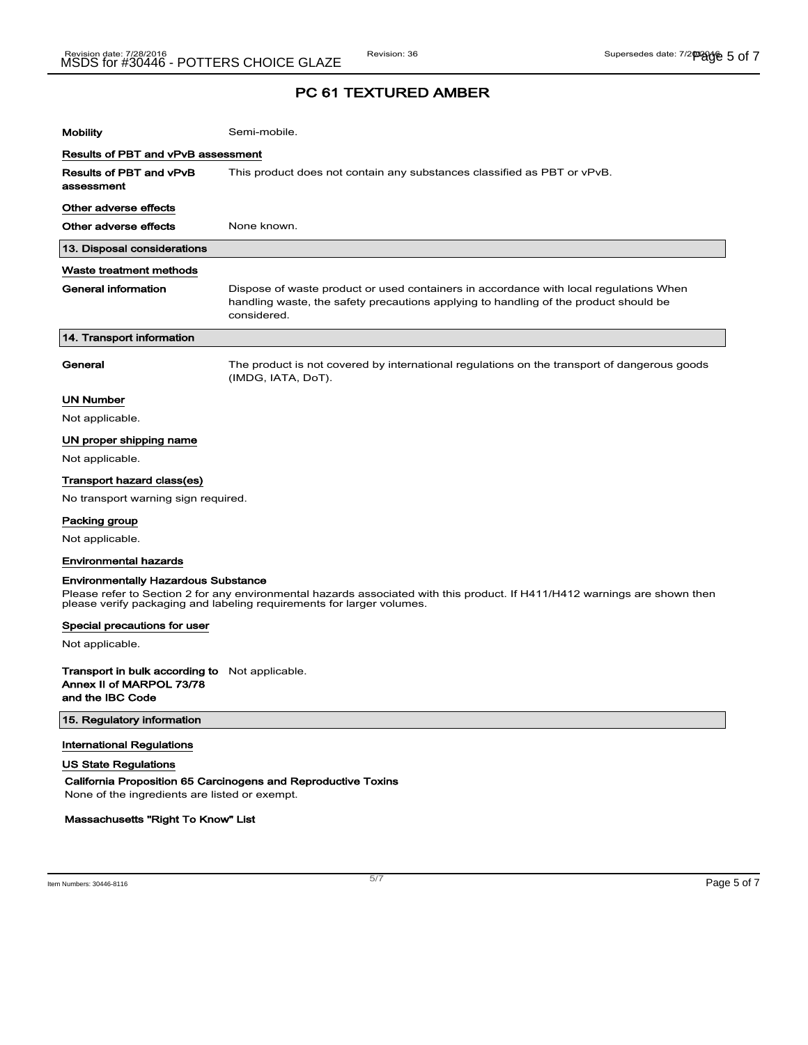# PC 61 TEXTURED AMBER

| | |
|---|---|
| **Mobility** | Semi-mobile. |

**Results of PBT and vPvB assessment**

| | |
|---|---|
| **Results of PBT and vPvB assessment** | This product does not contain any substances classified as PBT or vPvB. |

**Other adverse effects**

| | |
|---|---|
| **Other adverse effects** | None known. |

## 13. Disposal considerations

**Waste treatment methods**

| | |
|---|---|
| **General information** | Dispose of waste product or used containers in accordance with local regulations When handling waste, the safety precautions applying to handling of the product should be considered. |

## 14. Transport information

| | |
|---|---|
| **General** | The product is not covered by international regulations on the transport of dangerous goods (IMDG, IATA, DoT). |

**UN Number**

Not applicable.

**UN proper shipping name**

Not applicable.

**Transport hazard class(es)**

No transport warning sign required.

**Packing group**

Not applicable.

**Environmental hazards**

**Environmentally Hazardous Substance**

Please refer to Section 2 for any environmental hazards associated with this product. If H411/H412 warnings are shown then please verify packaging and labeling requirements for larger volumes.

**Special precautions for user**

Not applicable.

| | |
|---|---|
| **Transport in bulk according to Annex II of MARPOL 73/78 and the IBC Code** | Not applicable. |

## 15. Regulatory information

**International Regulations**

**US State Regulations**

**California Proposition 65 Carcinogens and Reproductive Toxins**

None of the ingredients are listed or exempt.

**Massachusetts "Right To Know" List**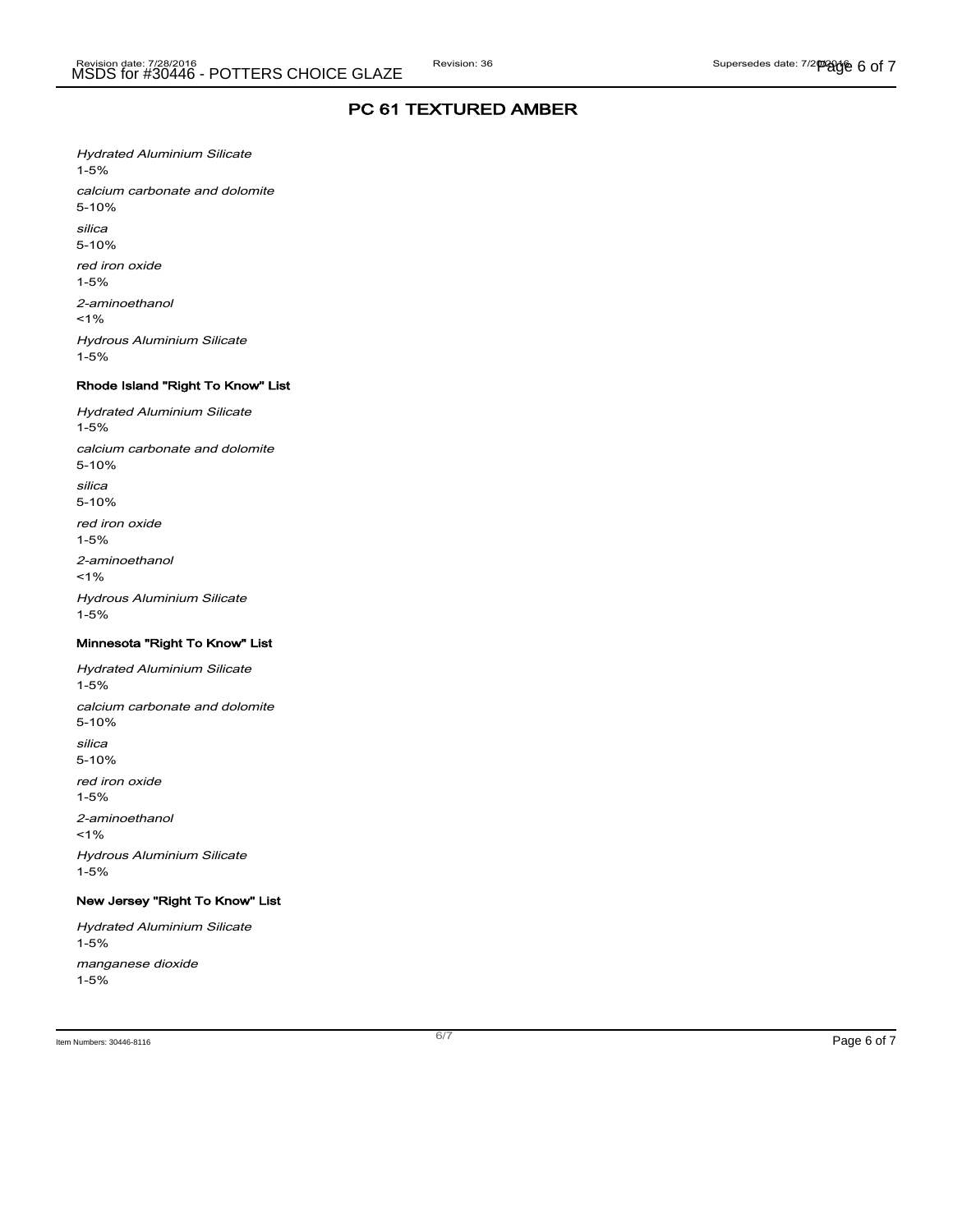## PC 61 TEXTURED AMBER

*Hydrated Aluminium Silicate*
1-5%

*calcium carbonate and dolomite*
5-10%

*silica*
5-10%

*red iron oxide*
1-5%

*2-aminoethanol*
<1%

*Hydrous Aluminium Silicate*
1-5%

#### Rhode Island "Right To Know" List

*Hydrated Aluminium Silicate*
1-5%

*calcium carbonate and dolomite*
5-10%

*silica*
5-10%

*red iron oxide*
1-5%

*2-aminoethanol*
<1%

*Hydrous Aluminium Silicate*
1-5%

#### Minnesota "Right To Know" List

*Hydrated Aluminium Silicate*
1-5%

*calcium carbonate and dolomite*
5-10%

*silica*
5-10%

*red iron oxide*
1-5%

*2-aminoethanol*
<1%

*Hydrous Aluminium Silicate*
1-5%

#### New Jersey "Right To Know" List

*Hydrated Aluminium Silicate*
1-5%

*manganese dioxide*
1-5%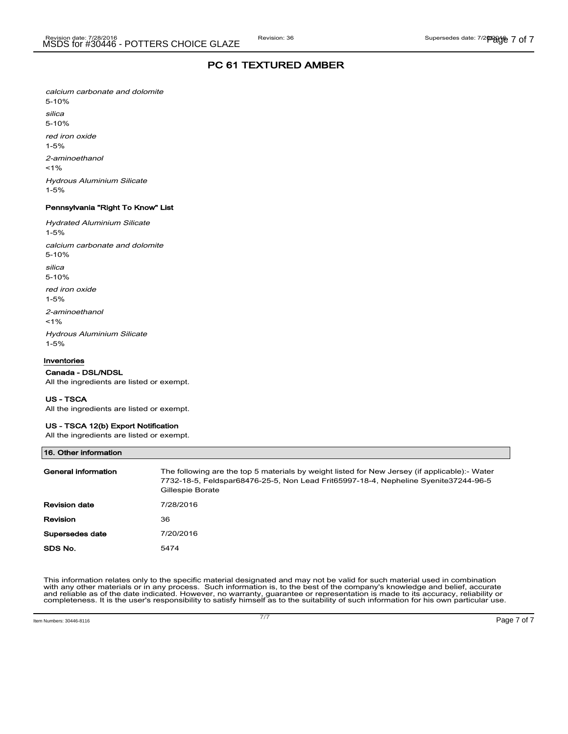## PC 61 TEXTURED AMBER

*calcium carbonate and dolomite*
5-10%

*silica*
5-10%

*red iron oxide*
1-5%

*2-aminoethanol*
<1%

*Hydrous Aluminium Silicate*
1-5%

### Pennsylvania "Right To Know" List

*Hydrated Aluminium Silicate*
1-5%

*calcium carbonate and dolomite*
5-10%

*silica*
5-10%

*red iron oxide*
1-5%

*2-aminoethanol*
<1%

*Hydrous Aluminium Silicate*
1-5%

### Inventories

**Canada - DSL/NDSL**
All the ingredients are listed or exempt.

**US - TSCA**
All the ingredients are listed or exempt.

**US - TSCA 12(b) Export Notification**
All the ingredients are listed or exempt.

## 16. Other information

| | |
|---|---|
| **General information** | The following are the top 5 materials by weight listed for New Jersey (if applicable):- Water 7732-18-5, Feldspar68476-25-5, Non Lead Frit65997-18-4, Nepheline Syenite37244-96-5 Gillespie Borate |
| **Revision date** | 7/28/2016 |
| **Revision** | 36 |
| **Supersedes date** | 7/20/2016 |
| **SDS No.** | 5474 |

This information relates only to the specific material designated and may not be valid for such material used in combination with any other materials or in any process. Such information is, to the best of the company's knowledge and belief, accurate and reliable as of the date indicated. However, no warranty, guarantee or representation is made to its accuracy, reliability or completeness. It is the user's responsibility to satisfy himself as to the suitability of such information for his own particular use.